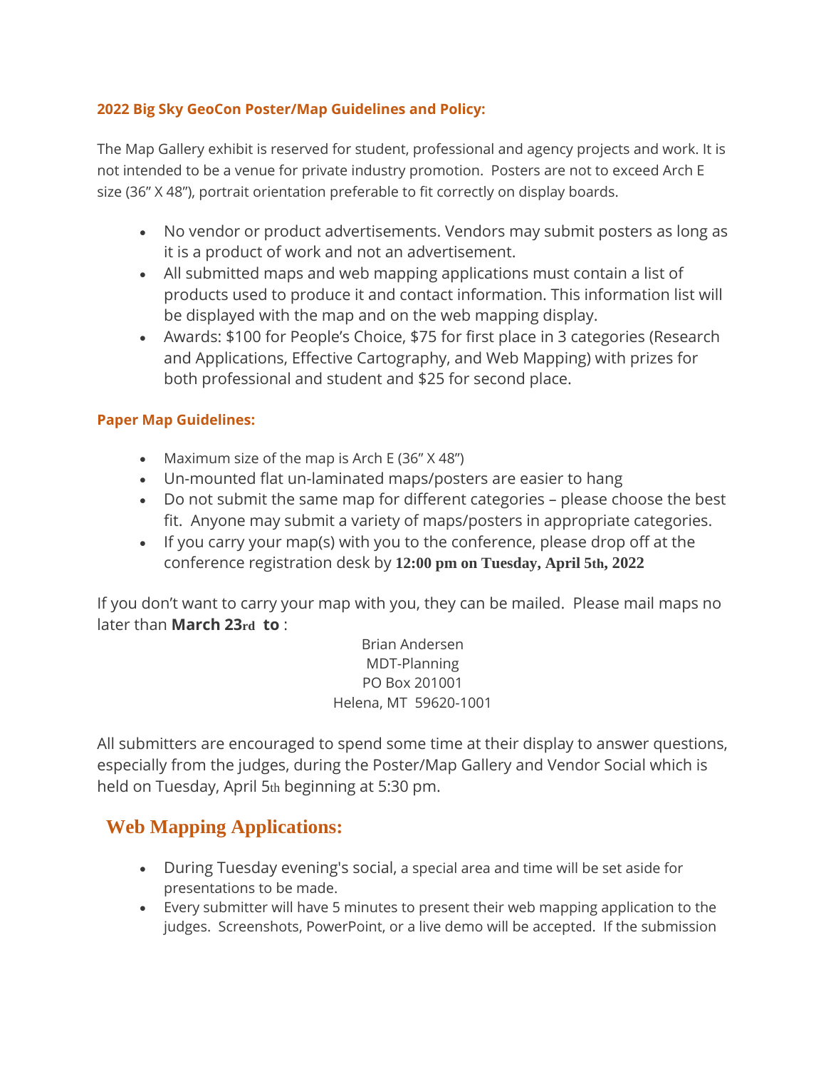**2022 Big Sky GeoCon Poster/Map Guidelines and Policy:**

The Map Gallery exhibit is reserved for student, professional and agency projects and work. It is not intended to be a venue for private industry promotion. Posters are not to exceed Arch E size (36" X 48"), portrait orientation preferable to fit correctly on display boards.

- No vendor or product advertisements. Vendors may submit posters as long as it is a product of work and not an advertisement.
- All submitted maps and web mapping applications must contain a list of products used to produce it and contact information. This information list will be displayed with the map and on the web mapping display.
- Awards: $100 for People's Choice, $75 for first place in 3 categories (Research and Applications, Effective Cartography, and Web Mapping) with prizes for both professional and student and $25 for second place.

**Paper Map Guidelines:**

- Maximum size of the map is Arch E (36" X 48")
- Un-mounted flat un-laminated maps/posters are easier to hang
- Do not submit the same map for different categories – please choose the best fit. Anyone may submit a variety of maps/posters in appropriate categories.
- If you carry your map(s) with you to the conference, please drop off at the conference registration desk by **12:00 pm on Tuesday, April 5th, 2022**

If you don't want to carry your map with you, they can be mailed. Please mail maps no later than **March 23rd to** :

Brian Andersen
MDT-Planning
PO Box 201001
Helena, MT 59620-1001

All submitters are encouraged to spend some time at their display to answer questions, especially from the judges, during the Poster/Map Gallery and Vendor Social which is held on Tuesday, April 5th beginning at 5:30 pm.

## Web Mapping Applications:

- During Tuesday evening's social, a special area and time will be set aside for presentations to be made.
- Every submitter will have 5 minutes to present their web mapping application to the judges. Screenshots, PowerPoint, or a live demo will be accepted. If the submission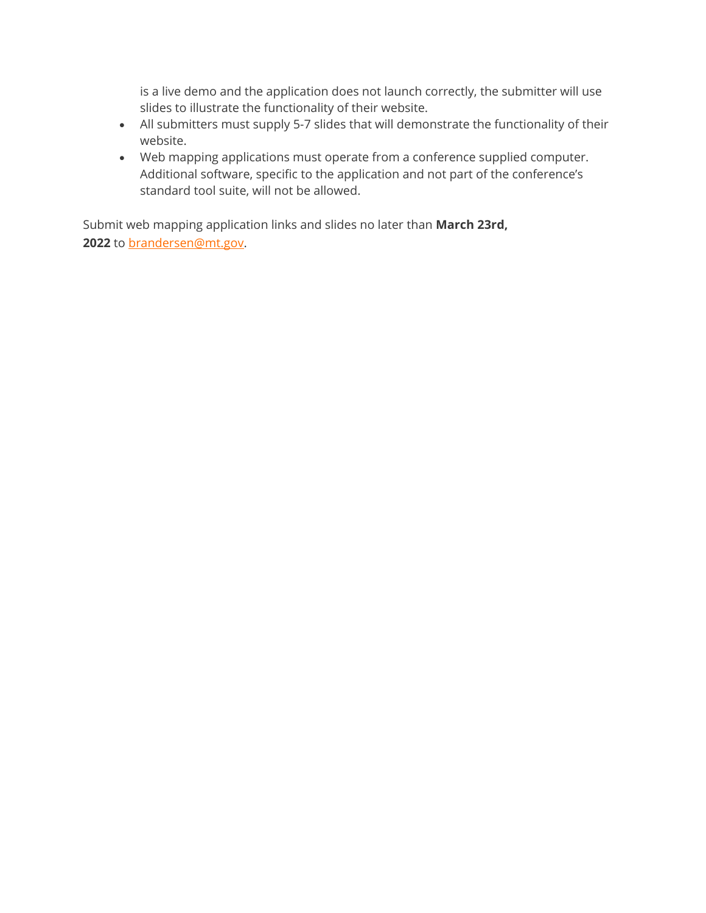is a live demo and the application does not launch correctly, the submitter will use slides to illustrate the functionality of their website.

- All submitters must supply 5-7 slides that will demonstrate the functionality of their website.
- Web mapping applications must operate from a conference supplied computer. Additional software, specific to the application and not part of the conference's standard tool suite, will not be allowed.

Submit web mapping application links and slides no later than **March 23rd, 2022** to brandersen@mt.gov.